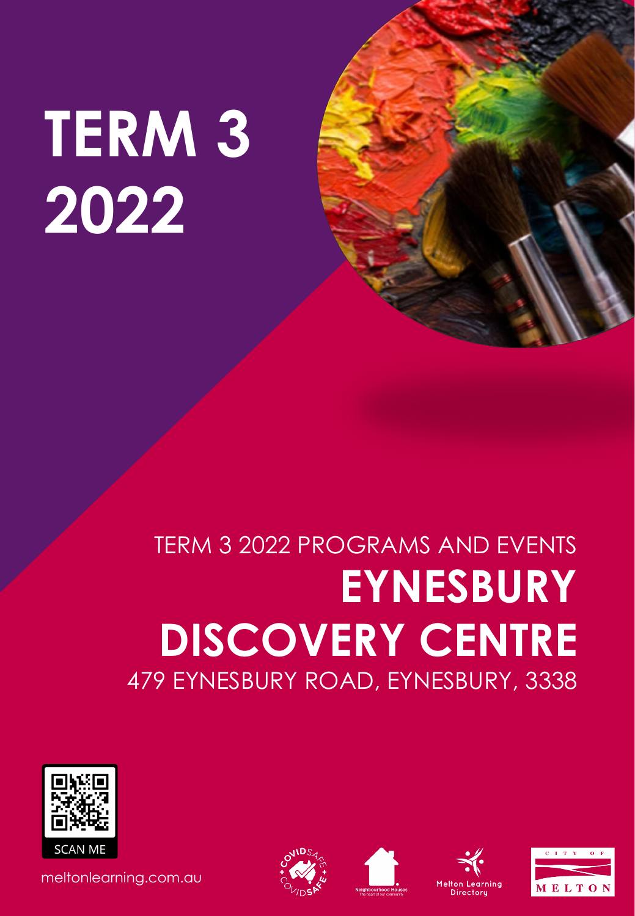# TERM 3 2022

TERM 3 2022 PROGRAMS AND EVENTS

## EYNESBURY DISCOVERY CENTRE

479 EYNESBURY ROAD, EYNESBURY, 3338

SCAN ME

meltonlearning.com.au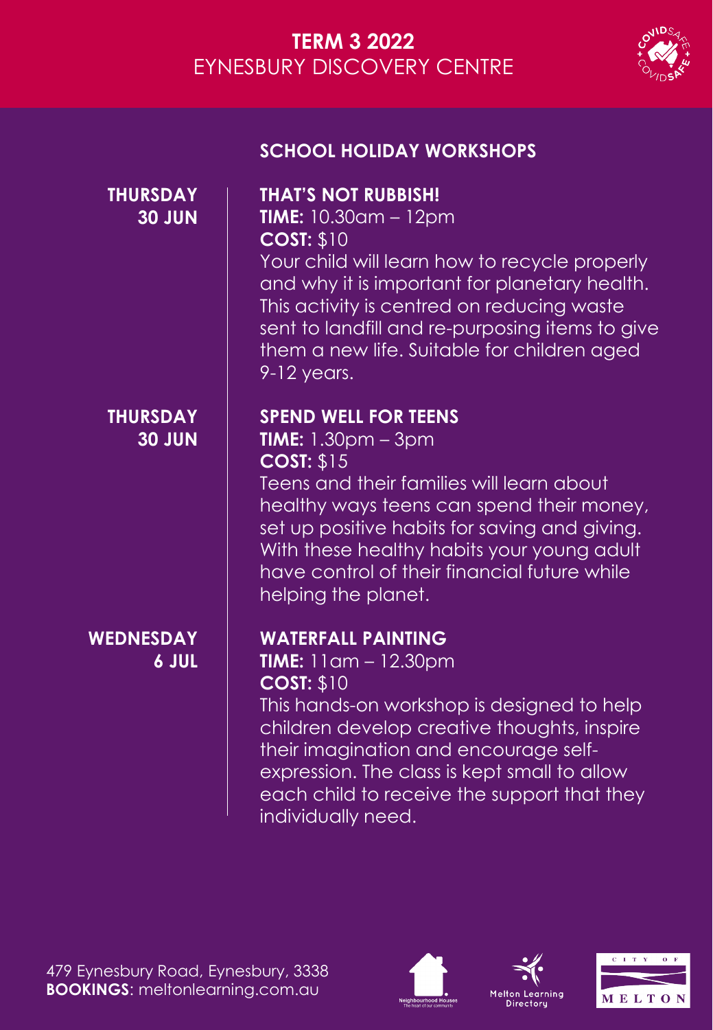# TERM 3 2022
EYNESBURY DISCOVERY CENTRE

## SCHOOL HOLIDAY WORKSHOPS

**THURSDAY 30 JUN**

### THAT'S NOT RUBBISH!

**TIME:** 10.30am – 12pm
**COST:** $10

Your child will learn how to recycle properly and why it is important for planetary health. This activity is centred on reducing waste sent to landfill and re-purposing items to give them a new life. Suitable for children aged 9-12 years.

**THURSDAY 30 JUN**

### SPEND WELL FOR TEENS

**TIME:** 1.30pm – 3pm
**COST:** $15

Teens and their families will learn about healthy ways teens can spend their money, set up positive habits for saving and giving. With these healthy habits your young adult have control of their financial future while helping the planet.

**WEDNESDAY 6 JUL**

### WATERFALL PAINTING

**TIME:** 11am – 12.30pm
**COST:** $10

This hands-on workshop is designed to help children develop creative thoughts, inspire their imagination and encourage self-expression. The class is kept small to allow each child to receive the support that they individually need.

479 Eynesbury Road, Eynesbury, 3338
**BOOKINGS**: meltonlearning.com.au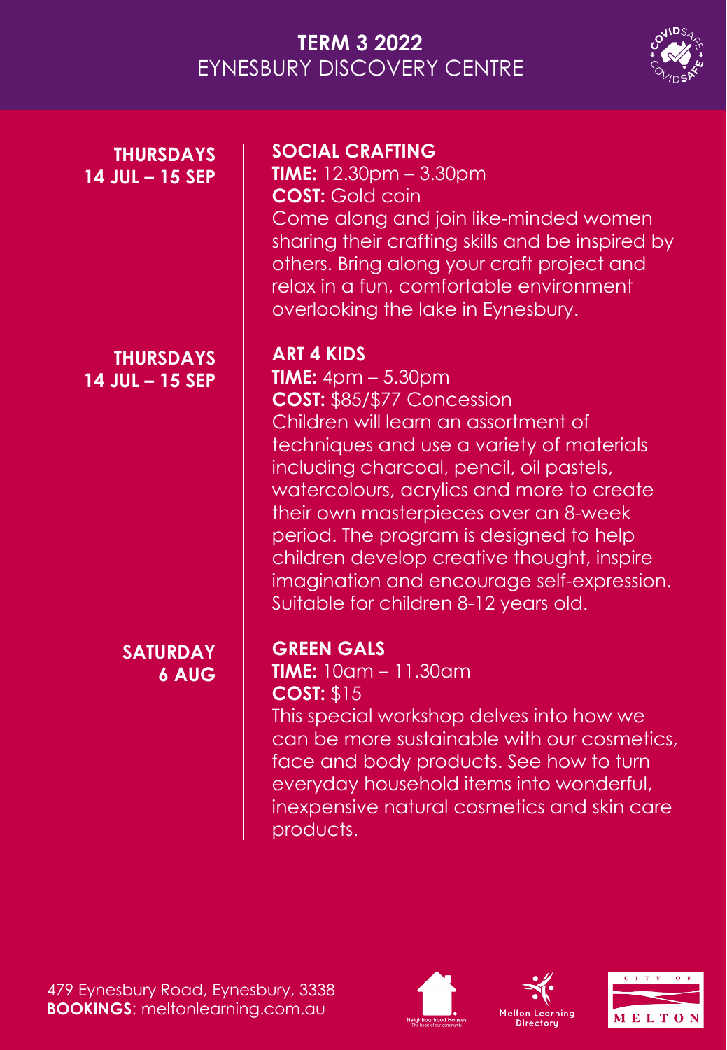# TERM 3 2022
## EYNESBURY DISCOVERY CENTRE

**THURSDAYS**
**14 JUL – 15 SEP**

### SOCIAL CRAFTING

**TIME:** 12.30pm – 3.30pm
**COST:** Gold coin
Come along and join like-minded women sharing their crafting skills and be inspired by others. Bring along your craft project and relax in a fun, comfortable environment overlooking the lake in Eynesbury.

**THURSDAYS**
**14 JUL – 15 SEP**

### ART 4 KIDS

**TIME:** 4pm – 5.30pm
**COST:** $85/$77 Concession
Children will learn an assortment of techniques and use a variety of materials including charcoal, pencil, oil pastels, watercolours, acrylics and more to create their own masterpieces over an 8-week period. The program is designed to help children develop creative thought, inspire imagination and encourage self-expression. Suitable for children 8-12 years old.

**SATURDAY**
**6 AUG**

### GREEN GALS

**TIME:** 10am – 11.30am
**COST:** $15
This special workshop delves into how we can be more sustainable with our cosmetics, face and body products. See how to turn everyday household items into wonderful, inexpensive natural cosmetics and skin care products.

479 Eynesbury Road, Eynesbury, 3338
**BOOKINGS**: meltonlearning.com.au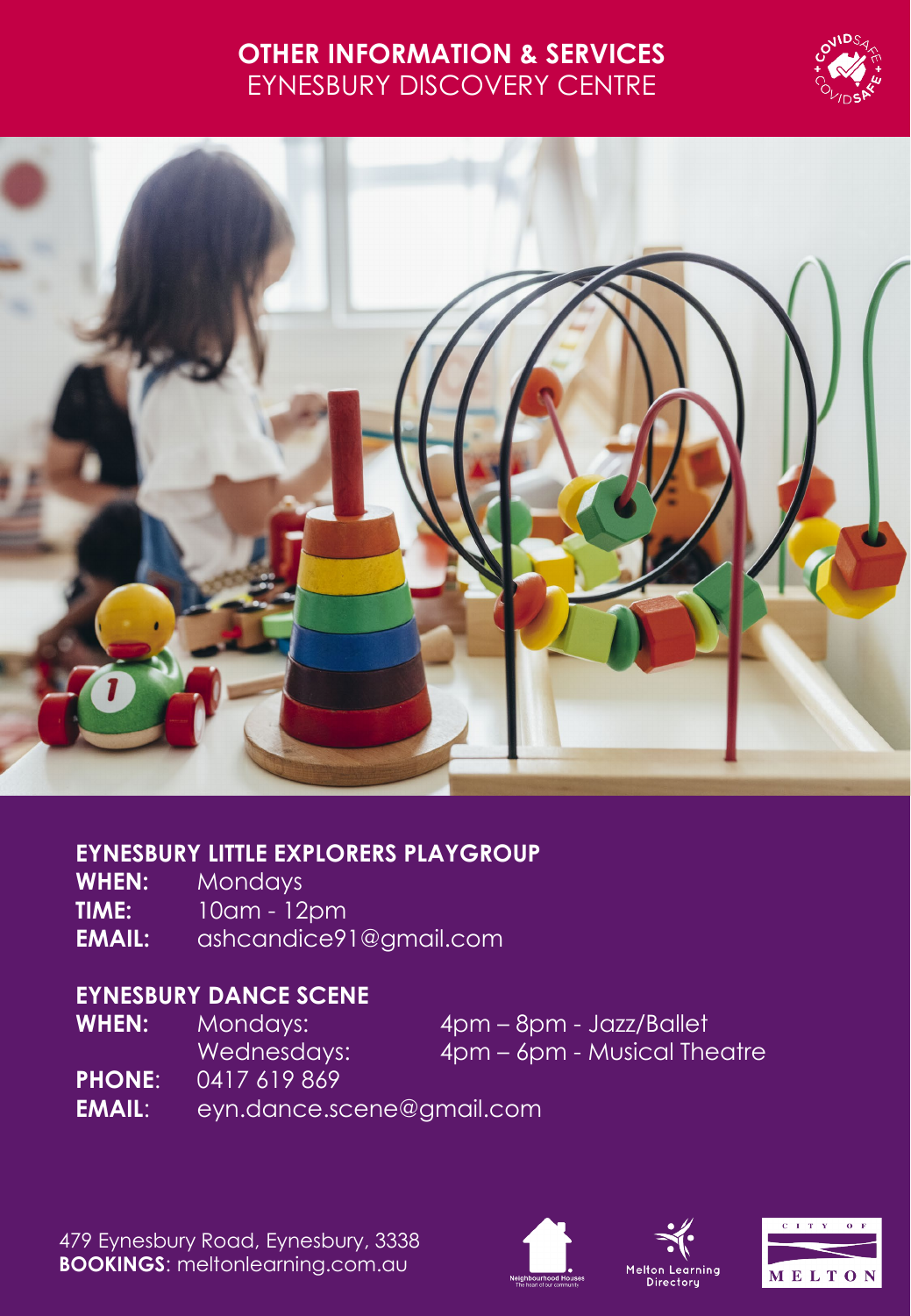# OTHER INFORMATION & SERVICES
EYNESBURY DISCOVERY CENTRE

## EYNESBURY LITTLE EXPLORERS PLAYGROUP

**WHEN:** Mondays
**TIME:** 10am - 12pm
**EMAIL:** ashcandice91@gmail.com

## EYNESBURY DANCE SCENE

**WHEN:** Mondays: 4pm – 8pm - Jazz/Ballet
Wednesdays: 4pm – 6pm - Musical Theatre
**PHONE**: 0417 619 869
**EMAIL**: eyn.dance.scene@gmail.com

479 Eynesbury Road, Eynesbury, 3338
**BOOKINGS**: meltonlearning.com.au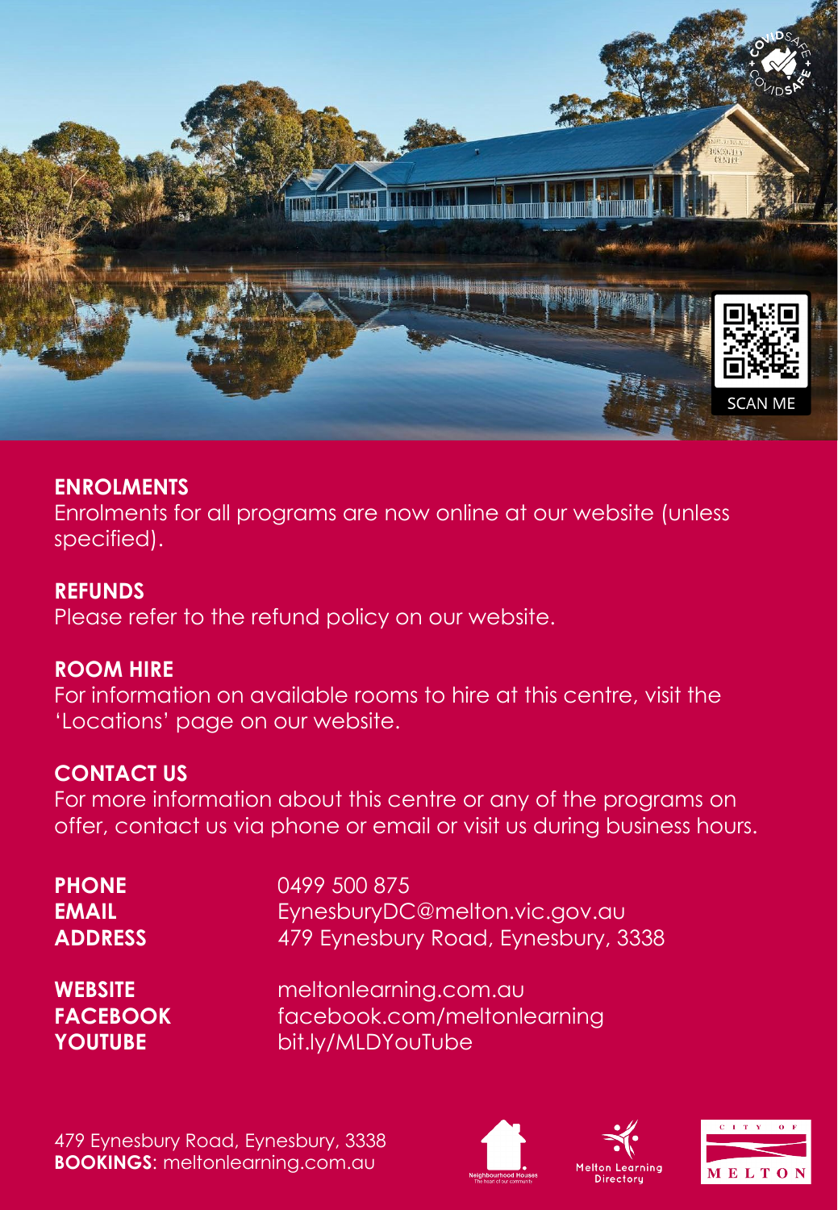SCAN ME

**ENROLMENTS**

Enrolments for all programs are now online at our website (unless specified).

**REFUNDS**

Please refer to the refund policy on our website.

**ROOM HIRE**

For information on available rooms to hire at this centre, visit the 'Locations' page on our website.

**CONTACT US**

For more information about this centre or any of the programs on offer, contact us via phone or email or visit us during business hours.

| | |
|---|---|
| **PHONE** | 0499 500 875 |
| **EMAIL** | EynesburyDC@melton.vic.gov.au |
| **ADDRESS** | 479 Eynesbury Road, Eynesbury, 3338 |
| **WEBSITE** | meltonlearning.com.au |
| **FACEBOOK** | facebook.com/meltonlearning |
| **YOUTUBE** | bit.ly/MLDYouTube |

479 Eynesbury Road, Eynesbury, 3338

**BOOKINGS**: meltonlearning.com.au